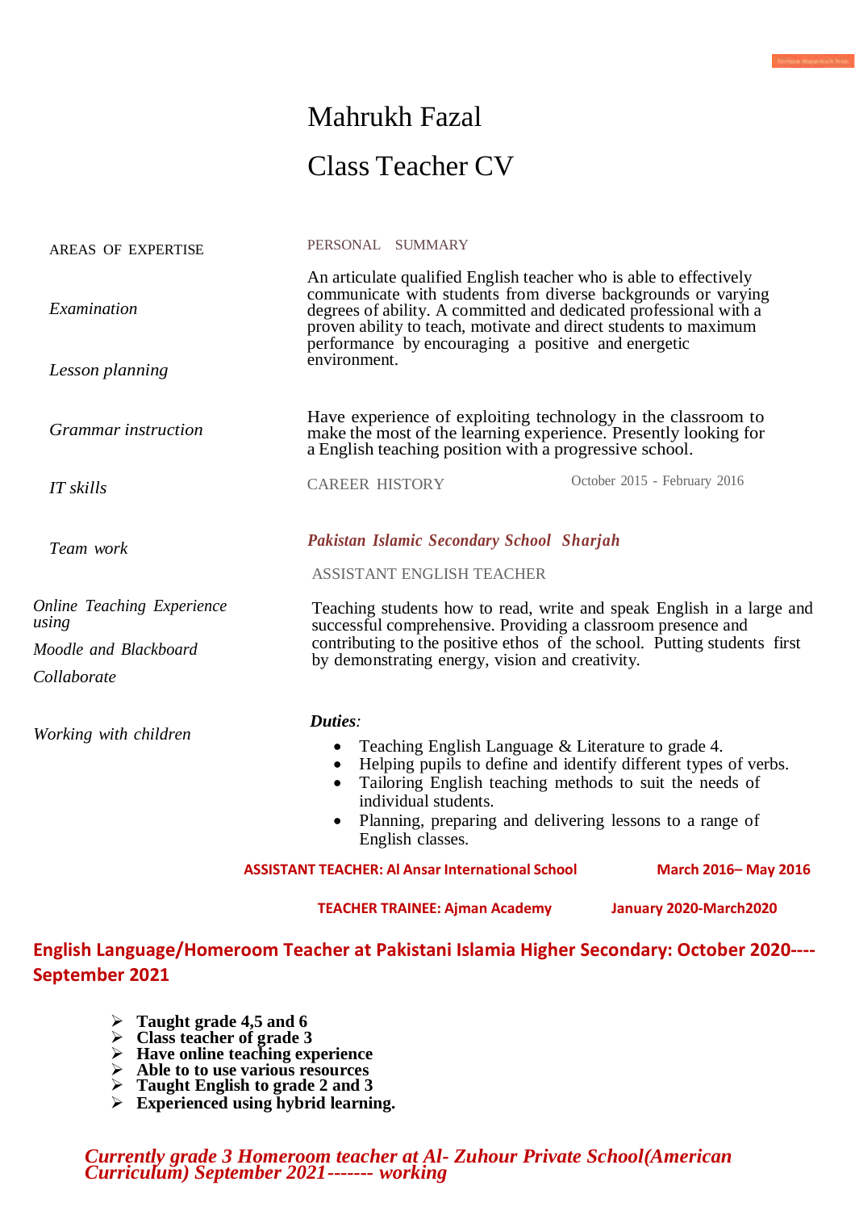# Mahrukh Fazal

# Class Teacher CV

## AREAS OF EXPERTISE

*Examination*

*Lesson planning*

*Grammar instruction*

*IT skills*

*Team work*

*Online Teaching Experience using*

*Moodle and Blackboard*

*Collaborate*

*Working with children*

## PERSONAL SUMMARY

An articulate qualified English teacher who is able to effectively communicate with students from diverse backgrounds or varying degrees of ability. A committed and dedicated professional with a proven ability to teach, motivate and direct students to maximum performance by encouraging a positive and energetic environment.

Have experience of exploiting technology in the classroom to make the most of the learning experience. Presently looking for a English teaching position with a progressive school.

## CAREER HISTORY

October 2015 - February 2016

***Pakistan Islamic Secondary School Sharjah***

ASSISTANT ENGLISH TEACHER

Teaching students how to read, write and speak English in a large and successful comprehensive. Providing a classroom presence and contributing to the positive ethos of the school. Putting students first by demonstrating energy, vision and creativity.

***Duties**:*

- Teaching English Language & Literature to grade 4.
- Helping pupils to define and identify different types of verbs.
- Tailoring English teaching methods to suit the needs of individual students.
- Planning, preparing and delivering lessons to a range of English classes.

**ASSISTANT TEACHER: Al Ansar International School** **March 2016– May 2016**

**TEACHER TRAINEE: Ajman Academy** **January 2020-March2020**

**English Language/Homeroom Teacher at Pakistani Islamia Higher Secondary: October 2020----September 2021**

- **Taught grade 4,5 and 6**
- **Class teacher of grade 3**
- **Have online teaching experience**
- **Able to to use various resources**
- **Taught English to grade 2 and 3**
- **Experienced using hybrid learning.**

***Currently grade 3 Homeroom teacher at Al- Zuhour Private School(American Curriculum) September 2021------- working***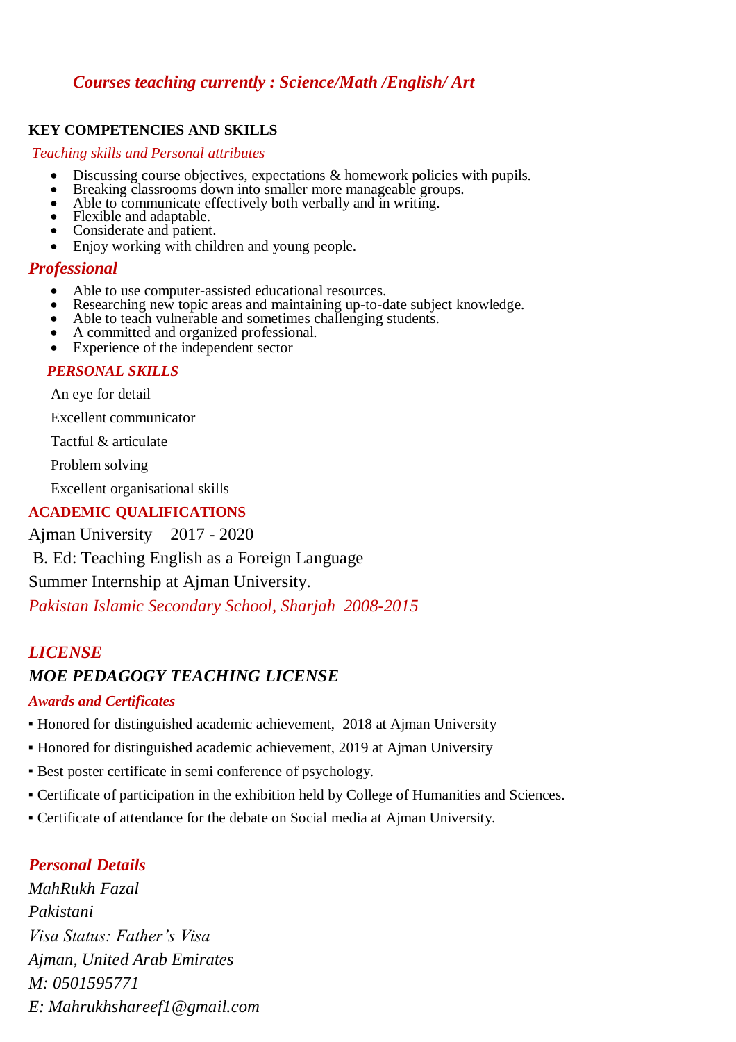***Courses teaching currently : Science/Math /English/ Art***

**KEY COMPETENCIES AND SKILLS**

*Teaching skills and Personal attributes*

- Discussing course objectives, expectations & homework policies with pupils.
- Breaking classrooms down into smaller more manageable groups.
- Able to communicate effectively both verbally and in writing.
- Flexible and adaptable.
- Considerate and patient.
- Enjoy working with children and young people.

***Professional***

- Able to use computer-assisted educational resources.
- Researching new topic areas and maintaining up-to-date subject knowledge.
- Able to teach vulnerable and sometimes challenging students.
- A committed and organized professional.
- Experience of the independent sector

***PERSONAL SKILLS***

An eye for detail

Excellent communicator

Tactful & articulate

Problem solving

Excellent organisational skills

**ACADEMIC QUALIFICATIONS**

Ajman University 2017 - 2020

B. Ed: Teaching English as a Foreign Language

Summer Internship at Ajman University.

*Pakistan Islamic Secondary School, Sharjah 2008-2015*

***LICENSE***

***MOE PEDAGOGY TEACHING LICENSE***

***Awards and Certificates***

- Honored for distinguished academic achievement, 2018 at Ajman University
- Honored for distinguished academic achievement, 2019 at Ajman University
- Best poster certificate in semi conference of psychology.
- Certificate of participation in the exhibition held by College of Humanities and Sciences.
- Certificate of attendance for the debate on Social media at Ajman University.

***Personal Details***

*MahRukh Fazal*

*Pakistani*

*Visa Status: Father's Visa*

*Ajman, United Arab Emirates*

*M: 0501595771*

*E: Mahrukhshareef1@gmail.com*